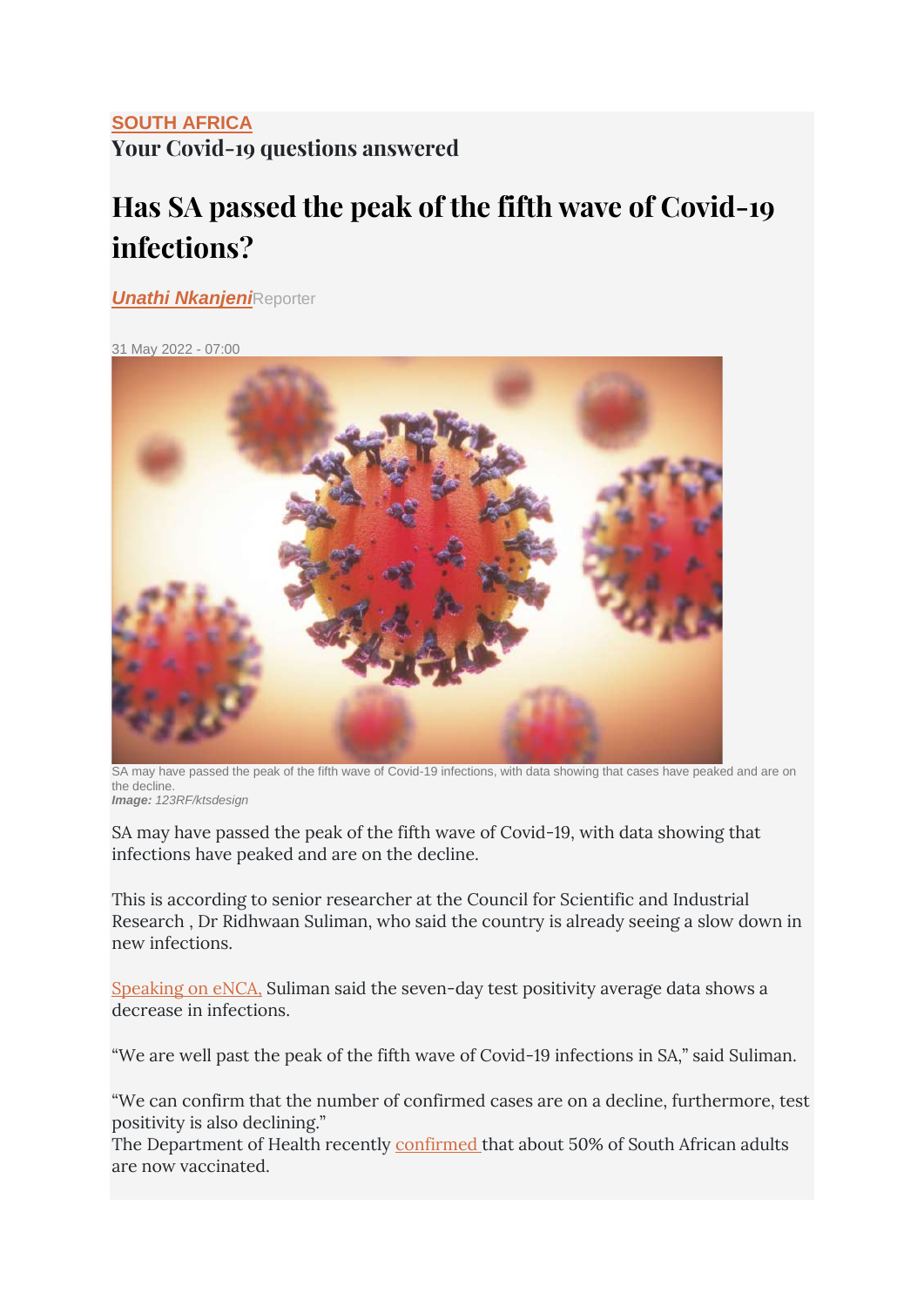**SOUTH AFRICA**

## Your Covid-19 questions answered

# Has SA passed the peak of the fifth wave of Covid-19 infections?

***Unathi Nkanjeni*** Reporter

31 May 2022 - 07:00

SA may have passed the peak of the fifth wave of Covid-19 infections, with data showing that cases have peaked and are on the decline.
***Image:*** *123RF/ktsdesign*

SA may have passed the peak of the fifth wave of Covid-19, with data showing that infections have peaked and are on the decline.

This is according to senior researcher at the Council for Scientific and Industrial Research , Dr Ridhwaan Suliman, who said the country is already seeing a slow down in new infections.

Speaking on eNCA, Suliman said the seven-day test positivity average data shows a decrease in infections.

"We are well past the peak of the fifth wave of Covid-19 infections in SA," said Suliman.

"We can confirm that the number of confirmed cases are on a decline, furthermore, test positivity is also declining."

The Department of Health recently confirmed that about 50% of South African adults are now vaccinated.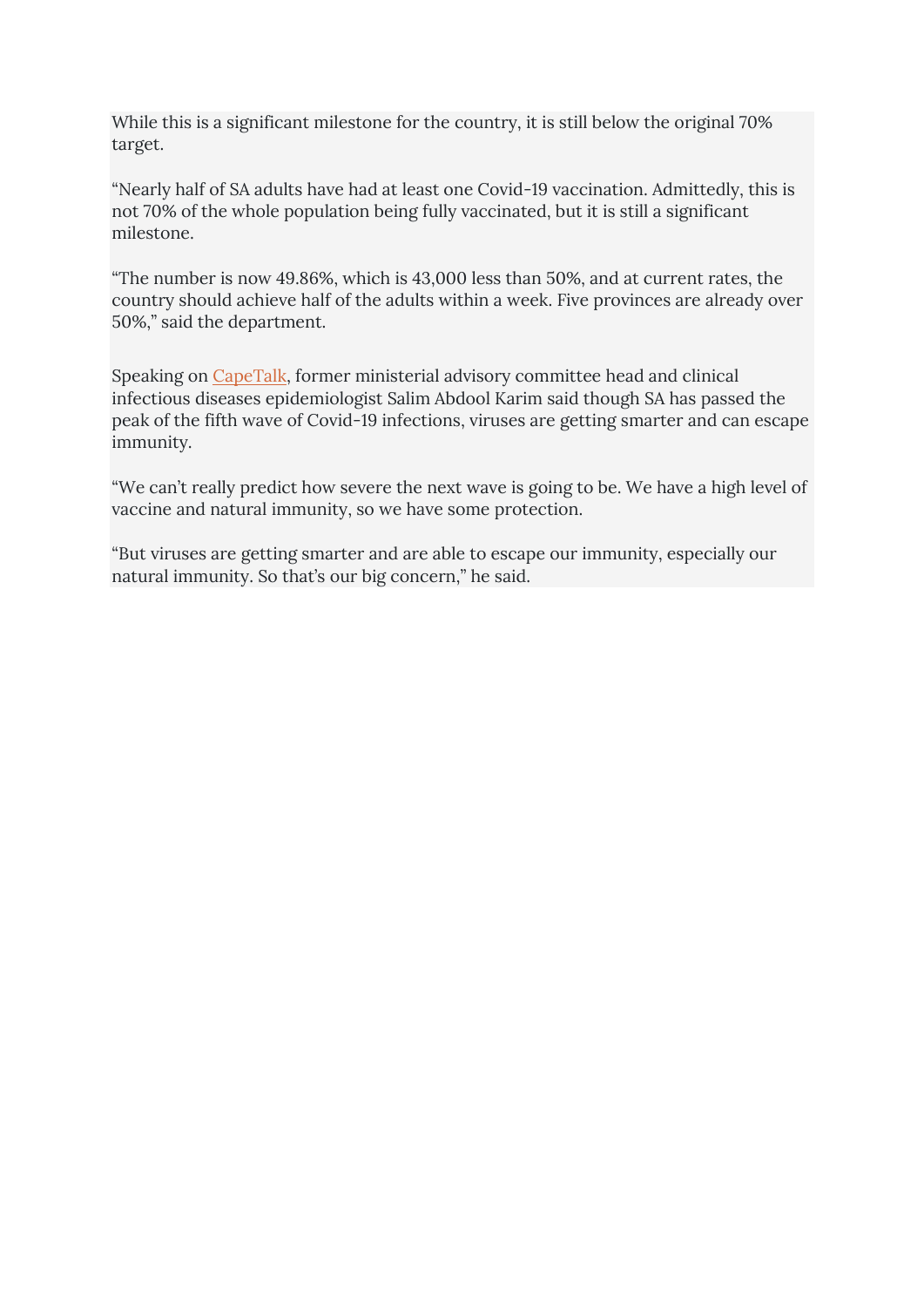While this is a significant milestone for the country, it is still below the original 70% target.

"Nearly half of SA adults have had at least one Covid-19 vaccination. Admittedly, this is not 70% of the whole population being fully vaccinated, but it is still a significant milestone.

"The number is now 49.86%, which is 43,000 less than 50%, and at current rates, the country should achieve half of the adults within a week. Five provinces are already over 50%," said the department.

Speaking on CapeTalk, former ministerial advisory committee head and clinical infectious diseases epidemiologist Salim Abdool Karim said though SA has passed the peak of the fifth wave of Covid-19 infections, viruses are getting smarter and can escape immunity.

"We can't really predict how severe the next wave is going to be. We have a high level of vaccine and natural immunity, so we have some protection.

"But viruses are getting smarter and are able to escape our immunity, especially our natural immunity. So that's our big concern," he said.